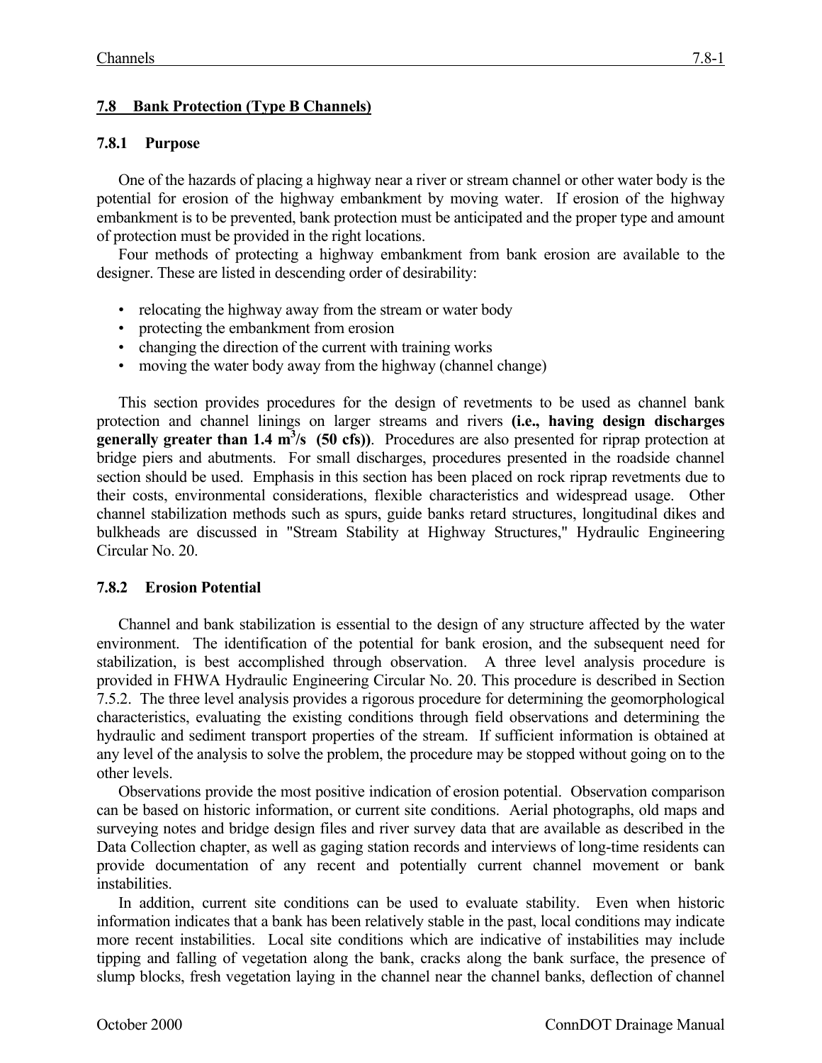## 7.8 Bank Protection (Type B Channels)

### 7.8.1 Purpose

One of the hazards of placing a highway near a river or stream channel or other water body is the potential for erosion of the highway embankment by moving water. If erosion of the highway embankment is to be prevented, bank protection must be anticipated and the proper type and amount of protection must be provided in the right locations.

Four methods of protecting a highway embankment from bank erosion are available to the designer. These are listed in descending order of desirability:

- relocating the highway away from the stream or water body
- protecting the embankment from erosion
- changing the direction of the current with training works
- moving the water body away from the highway (channel change)

This section provides procedures for the design of revetments to be used as channel bank protection and channel linings on larger streams and rivers **(i.e., having design discharges generally greater than 1.4 $m^3/s$ (50 cfs))**. Procedures are also presented for riprap protection at bridge piers and abutments. For small discharges, procedures presented in the roadside channel section should be used. Emphasis in this section has been placed on rock riprap revetments due to their costs, environmental considerations, flexible characteristics and widespread usage. Other channel stabilization methods such as spurs, guide banks retard structures, longitudinal dikes and bulkheads are discussed in "Stream Stability at Highway Structures," Hydraulic Engineering Circular No. 20.

### 7.8.2 Erosion Potential

Channel and bank stabilization is essential to the design of any structure affected by the water environment. The identification of the potential for bank erosion, and the subsequent need for stabilization, is best accomplished through observation. A three level analysis procedure is provided in FHWA Hydraulic Engineering Circular No. 20. This procedure is described in Section 7.5.2. The three level analysis provides a rigorous procedure for determining the geomorphological characteristics, evaluating the existing conditions through field observations and determining the hydraulic and sediment transport properties of the stream. If sufficient information is obtained at any level of the analysis to solve the problem, the procedure may be stopped without going on to the other levels.

Observations provide the most positive indication of erosion potential. Observation comparison can be based on historic information, or current site conditions. Aerial photographs, old maps and surveying notes and bridge design files and river survey data that are available as described in the Data Collection chapter, as well as gaging station records and interviews of long-time residents can provide documentation of any recent and potentially current channel movement or bank instabilities.

In addition, current site conditions can be used to evaluate stability. Even when historic information indicates that a bank has been relatively stable in the past, local conditions may indicate more recent instabilities. Local site conditions which are indicative of instabilities may include tipping and falling of vegetation along the bank, cracks along the bank surface, the presence of slump blocks, fresh vegetation laying in the channel near the channel banks, deflection of channel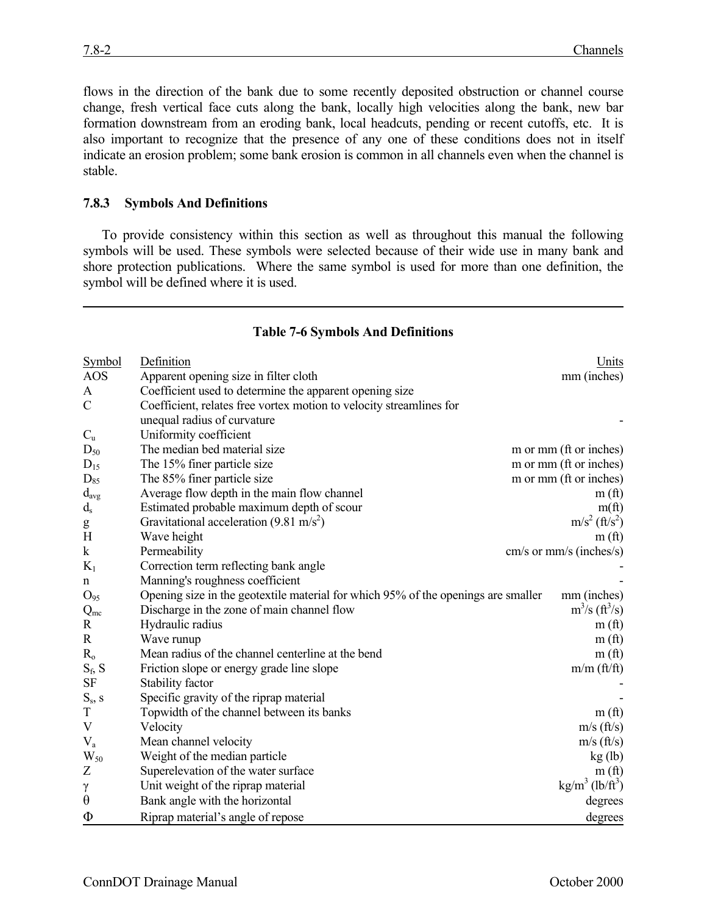flows in the direction of the bank due to some recently deposited obstruction or channel course change, fresh vertical face cuts along the bank, locally high velocities along the bank, new bar formation downstream from an eroding bank, local headcuts, pending or recent cutoffs, etc. It is also important to recognize that the presence of any one of these conditions does not in itself indicate an erosion problem; some bank erosion is common in all channels even when the channel is stable.

### 7.8.3 Symbols And Definitions

To provide consistency within this section as well as throughout this manual the following symbols will be used. These symbols were selected because of their wide use in many bank and shore protection publications. Where the same symbol is used for more than one definition, the symbol will be defined where it is used.

**Table 7-6 Symbols And Definitions**

| Symbol | Definition | Units |
|---|---|---|
| AOS | Apparent opening size in filter cloth | mm (inches) |
| A | Coefficient used to determine the apparent opening size | |
| C | Coefficient, relates free vortex motion to velocity streamlines for unequal radius of curvature | - |
| $C_u$ | Uniformity coefficient | |
| $D_{50}$ | The median bed material size | m or mm (ft or inches) |
| $D_{15}$ | The 15% finer particle size | m or mm (ft or inches) |
| $D_{85}$ | The 85% finer particle size | m or mm (ft or inches) |
| $d_{avg}$ | Average flow depth in the main flow channel | m (ft) |
| $d_s$ | Estimated probable maximum depth of scour | m(ft) |
| g | Gravitational acceleration (9.81 $m/s^2$) | $m/s^2$ ($ft/s^2$) |
| H | Wave height | m (ft) |
| k | Permeability | cm/s or mm/s (inches/s) |
| $K_1$ | Correction term reflecting bank angle | - |
| n | Manning's roughness coefficient | - |
| $O_{95}$ | Opening size in the geotextile material for which 95% of the openings are smaller | mm (inches) |
| $Q_{mc}$ | Discharge in the zone of main channel flow | $m^3/s$ ($ft^3/s$) |
| R | Hydraulic radius | m (ft) |
| R | Wave runup | m (ft) |
| $R_o$ | Mean radius of the channel centerline at the bend | m (ft) |
| $S_f$, S | Friction slope or energy grade line slope | m/m (ft/ft) |
| SF | Stability factor | - |
| $S_s$, s | Specific gravity of the riprap material | - |
| T | Topwidth of the channel between its banks | m (ft) |
| V | Velocity | m/s (ft/s) |
| $V_a$ | Mean channel velocity | m/s (ft/s) |
| $W_{50}$ | Weight of the median particle | kg (lb) |
| Z | Superelevation of the water surface | m (ft) |
| $\gamma$ | Unit weight of the riprap material | $kg/m^3$ ($lb/ft^3$) |
| $\theta$ | Bank angle with the horizontal | degrees |
| $\Phi$ | Riprap material's angle of repose | degrees |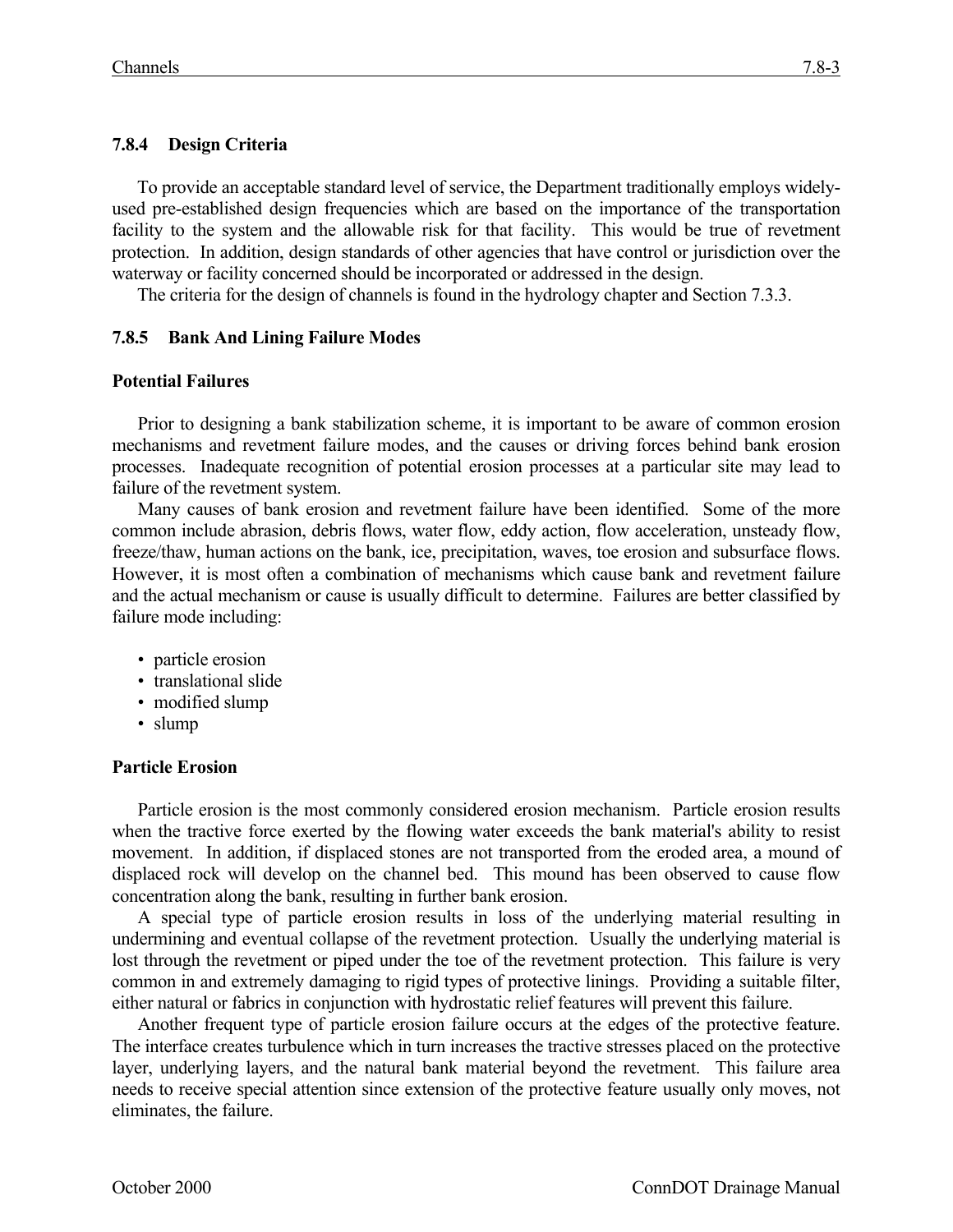### 7.8.4 Design Criteria

To provide an acceptable standard level of service, the Department traditionally employs widely-used pre-established design frequencies which are based on the importance of the transportation facility to the system and the allowable risk for that facility. This would be true of revetment protection. In addition, design standards of other agencies that have control or jurisdiction over the waterway or facility concerned should be incorporated or addressed in the design.

The criteria for the design of channels is found in the hydrology chapter and Section 7.3.3.

### 7.8.5 Bank And Lining Failure Modes

**Potential Failures**

Prior to designing a bank stabilization scheme, it is important to be aware of common erosion mechanisms and revetment failure modes, and the causes or driving forces behind bank erosion processes. Inadequate recognition of potential erosion processes at a particular site may lead to failure of the revetment system.

Many causes of bank erosion and revetment failure have been identified. Some of the more common include abrasion, debris flows, water flow, eddy action, flow acceleration, unsteady flow, freeze/thaw, human actions on the bank, ice, precipitation, waves, toe erosion and subsurface flows. However, it is most often a combination of mechanisms which cause bank and revetment failure and the actual mechanism or cause is usually difficult to determine. Failures are better classified by failure mode including:

- particle erosion
- translational slide
- modified slump
- slump

**Particle Erosion**

Particle erosion is the most commonly considered erosion mechanism. Particle erosion results when the tractive force exerted by the flowing water exceeds the bank material's ability to resist movement. In addition, if displaced stones are not transported from the eroded area, a mound of displaced rock will develop on the channel bed. This mound has been observed to cause flow concentration along the bank, resulting in further bank erosion.

A special type of particle erosion results in loss of the underlying material resulting in undermining and eventual collapse of the revetment protection. Usually the underlying material is lost through the revetment or piped under the toe of the revetment protection. This failure is very common in and extremely damaging to rigid types of protective linings. Providing a suitable filter, either natural or fabrics in conjunction with hydrostatic relief features will prevent this failure.

Another frequent type of particle erosion failure occurs at the edges of the protective feature. The interface creates turbulence which in turn increases the tractive stresses placed on the protective layer, underlying layers, and the natural bank material beyond the revetment. This failure area needs to receive special attention since extension of the protective feature usually only moves, not eliminates, the failure.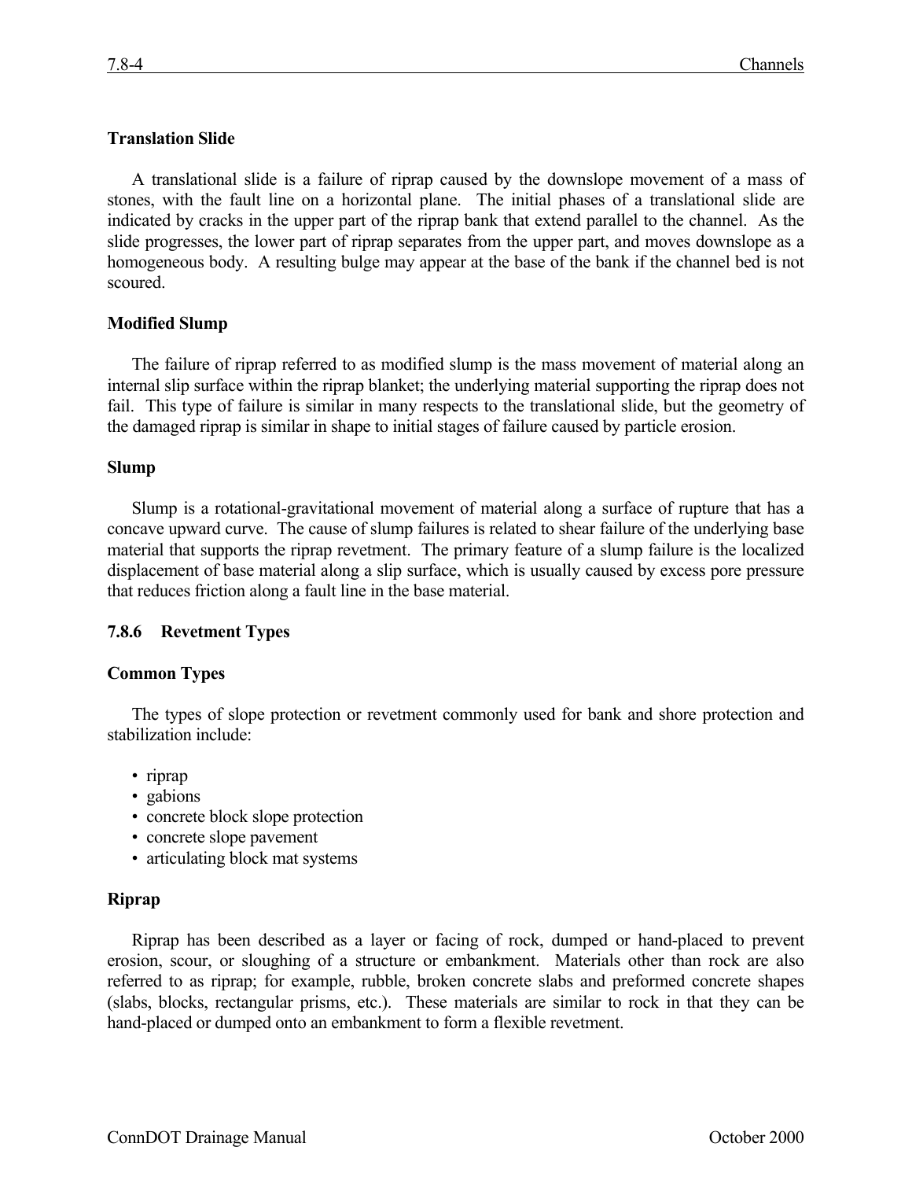**Translation Slide**

A translational slide is a failure of riprap caused by the downslope movement of a mass of stones, with the fault line on a horizontal plane. The initial phases of a translational slide are indicated by cracks in the upper part of the riprap bank that extend parallel to the channel. As the slide progresses, the lower part of riprap separates from the upper part, and moves downslope as a homogeneous body. A resulting bulge may appear at the base of the bank if the channel bed is not scoured.

**Modified Slump**

The failure of riprap referred to as modified slump is the mass movement of material along an internal slip surface within the riprap blanket; the underlying material supporting the riprap does not fail. This type of failure is similar in many respects to the translational slide, but the geometry of the damaged riprap is similar in shape to initial stages of failure caused by particle erosion.

**Slump**

Slump is a rotational-gravitational movement of material along a surface of rupture that has a concave upward curve. The cause of slump failures is related to shear failure of the underlying base material that supports the riprap revetment. The primary feature of a slump failure is the localized displacement of base material along a slip surface, which is usually caused by excess pore pressure that reduces friction along a fault line in the base material.

### 7.8.6 Revetment Types

**Common Types**

The types of slope protection or revetment commonly used for bank and shore protection and stabilization include:

- riprap
- gabions
- concrete block slope protection
- concrete slope pavement
- articulating block mat systems

**Riprap**

Riprap has been described as a layer or facing of rock, dumped or hand-placed to prevent erosion, scour, or sloughing of a structure or embankment. Materials other than rock are also referred to as riprap; for example, rubble, broken concrete slabs and preformed concrete shapes (slabs, blocks, rectangular prisms, etc.). These materials are similar to rock in that they can be hand-placed or dumped onto an embankment to form a flexible revetment.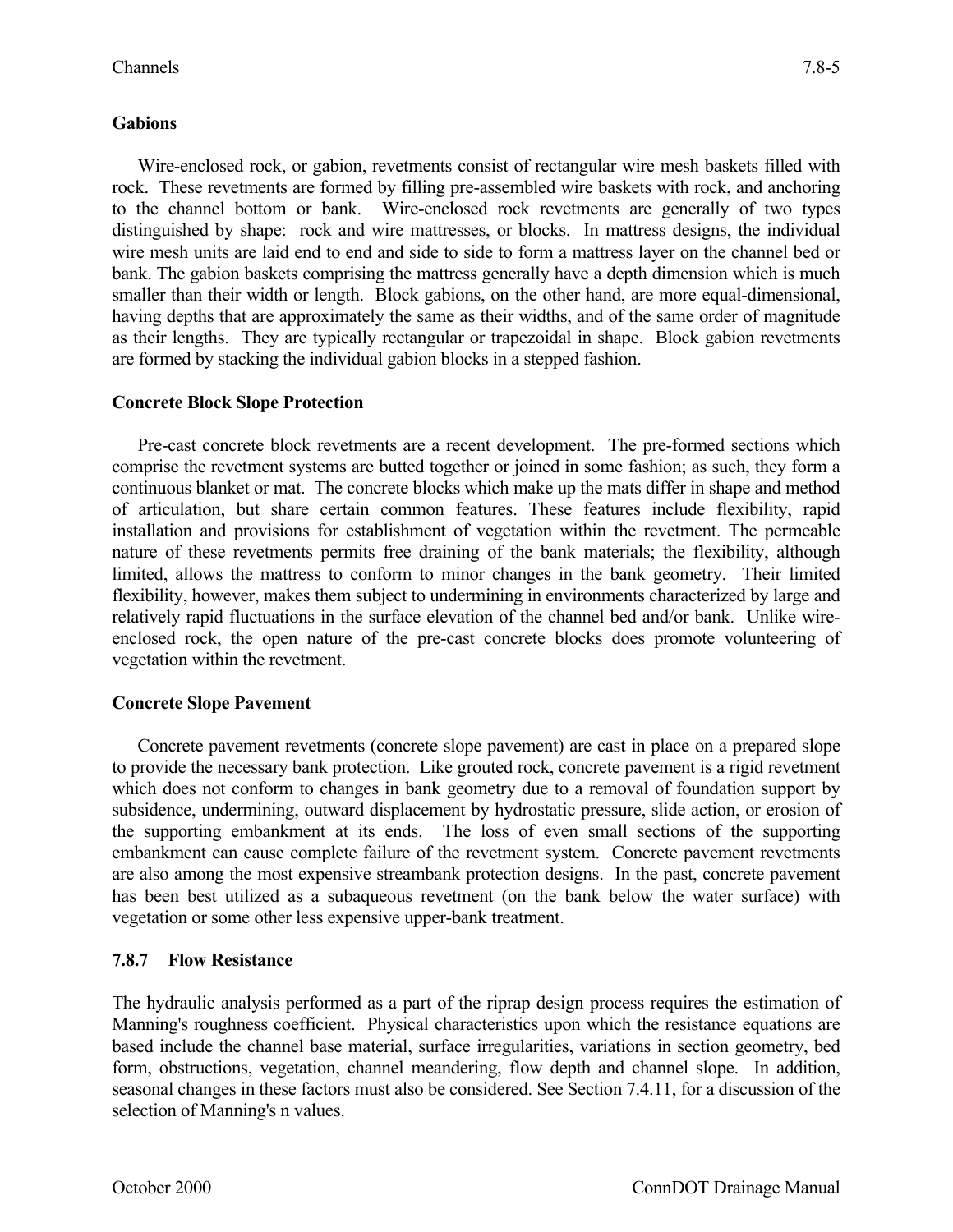**Gabions**

Wire-enclosed rock, or gabion, revetments consist of rectangular wire mesh baskets filled with rock. These revetments are formed by filling pre-assembled wire baskets with rock, and anchoring to the channel bottom or bank. Wire-enclosed rock revetments are generally of two types distinguished by shape: rock and wire mattresses, or blocks. In mattress designs, the individual wire mesh units are laid end to end and side to side to form a mattress layer on the channel bed or bank. The gabion baskets comprising the mattress generally have a depth dimension which is much smaller than their width or length. Block gabions, on the other hand, are more equal-dimensional, having depths that are approximately the same as their widths, and of the same order of magnitude as their lengths. They are typically rectangular or trapezoidal in shape. Block gabion revetments are formed by stacking the individual gabion blocks in a stepped fashion.

**Concrete Block Slope Protection**

Pre-cast concrete block revetments are a recent development. The pre-formed sections which comprise the revetment systems are butted together or joined in some fashion; as such, they form a continuous blanket or mat. The concrete blocks which make up the mats differ in shape and method of articulation, but share certain common features. These features include flexibility, rapid installation and provisions for establishment of vegetation within the revetment. The permeable nature of these revetments permits free draining of the bank materials; the flexibility, although limited, allows the mattress to conform to minor changes in the bank geometry. Their limited flexibility, however, makes them subject to undermining in environments characterized by large and relatively rapid fluctuations in the surface elevation of the channel bed and/or bank. Unlike wire-enclosed rock, the open nature of the pre-cast concrete blocks does promote volunteering of vegetation within the revetment.

**Concrete Slope Pavement**

Concrete pavement revetments (concrete slope pavement) are cast in place on a prepared slope to provide the necessary bank protection. Like grouted rock, concrete pavement is a rigid revetment which does not conform to changes in bank geometry due to a removal of foundation support by subsidence, undermining, outward displacement by hydrostatic pressure, slide action, or erosion of the supporting embankment at its ends. The loss of even small sections of the supporting embankment can cause complete failure of the revetment system. Concrete pavement revetments are also among the most expensive streambank protection designs. In the past, concrete pavement has been best utilized as a subaqueous revetment (on the bank below the water surface) with vegetation or some other less expensive upper-bank treatment.

### 7.8.7 Flow Resistance

The hydraulic analysis performed as a part of the riprap design process requires the estimation of Manning's roughness coefficient. Physical characteristics upon which the resistance equations are based include the channel base material, surface irregularities, variations in section geometry, bed form, obstructions, vegetation, channel meandering, flow depth and channel slope. In addition, seasonal changes in these factors must also be considered. See Section 7.4.11, for a discussion of the selection of Manning's n values.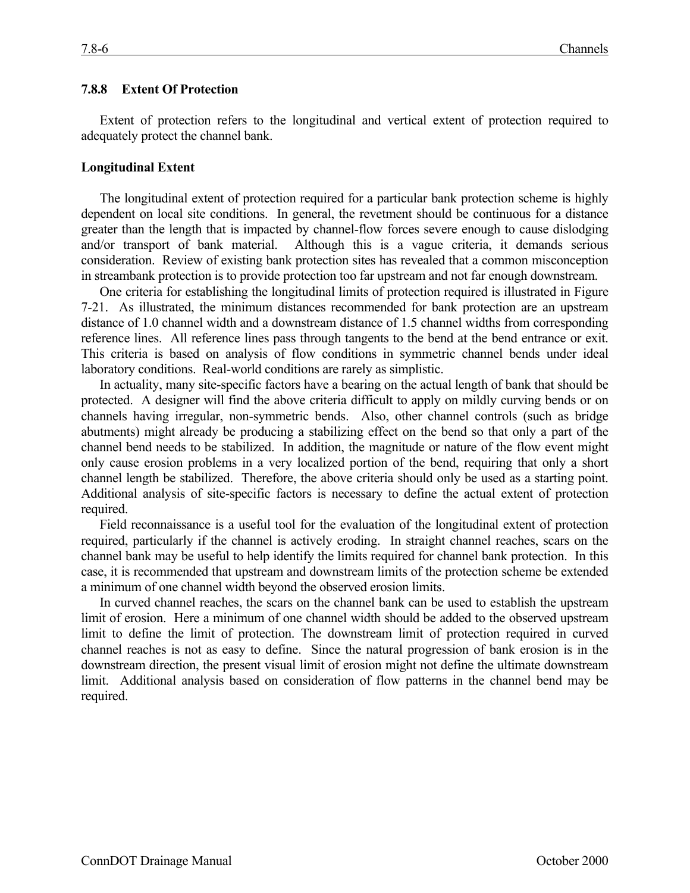### 7.8.8 Extent Of Protection

Extent of protection refers to the longitudinal and vertical extent of protection required to adequately protect the channel bank.

**Longitudinal Extent**

The longitudinal extent of protection required for a particular bank protection scheme is highly dependent on local site conditions. In general, the revetment should be continuous for a distance greater than the length that is impacted by channel-flow forces severe enough to cause dislodging and/or transport of bank material. Although this is a vague criteria, it demands serious consideration. Review of existing bank protection sites has revealed that a common misconception in streambank protection is to provide protection too far upstream and not far enough downstream.

One criteria for establishing the longitudinal limits of protection required is illustrated in Figure 7-21. As illustrated, the minimum distances recommended for bank protection are an upstream distance of 1.0 channel width and a downstream distance of 1.5 channel widths from corresponding reference lines. All reference lines pass through tangents to the bend at the bend entrance or exit. This criteria is based on analysis of flow conditions in symmetric channel bends under ideal laboratory conditions. Real-world conditions are rarely as simplistic.

In actuality, many site-specific factors have a bearing on the actual length of bank that should be protected. A designer will find the above criteria difficult to apply on mildly curving bends or on channels having irregular, non-symmetric bends. Also, other channel controls (such as bridge abutments) might already be producing a stabilizing effect on the bend so that only a part of the channel bend needs to be stabilized. In addition, the magnitude or nature of the flow event might only cause erosion problems in a very localized portion of the bend, requiring that only a short channel length be stabilized. Therefore, the above criteria should only be used as a starting point. Additional analysis of site-specific factors is necessary to define the actual extent of protection required.

Field reconnaissance is a useful tool for the evaluation of the longitudinal extent of protection required, particularly if the channel is actively eroding. In straight channel reaches, scars on the channel bank may be useful to help identify the limits required for channel bank protection. In this case, it is recommended that upstream and downstream limits of the protection scheme be extended a minimum of one channel width beyond the observed erosion limits.

In curved channel reaches, the scars on the channel bank can be used to establish the upstream limit of erosion. Here a minimum of one channel width should be added to the observed upstream limit to define the limit of protection. The downstream limit of protection required in curved channel reaches is not as easy to define. Since the natural progression of bank erosion is in the downstream direction, the present visual limit of erosion might not define the ultimate downstream limit. Additional analysis based on consideration of flow patterns in the channel bend may be required.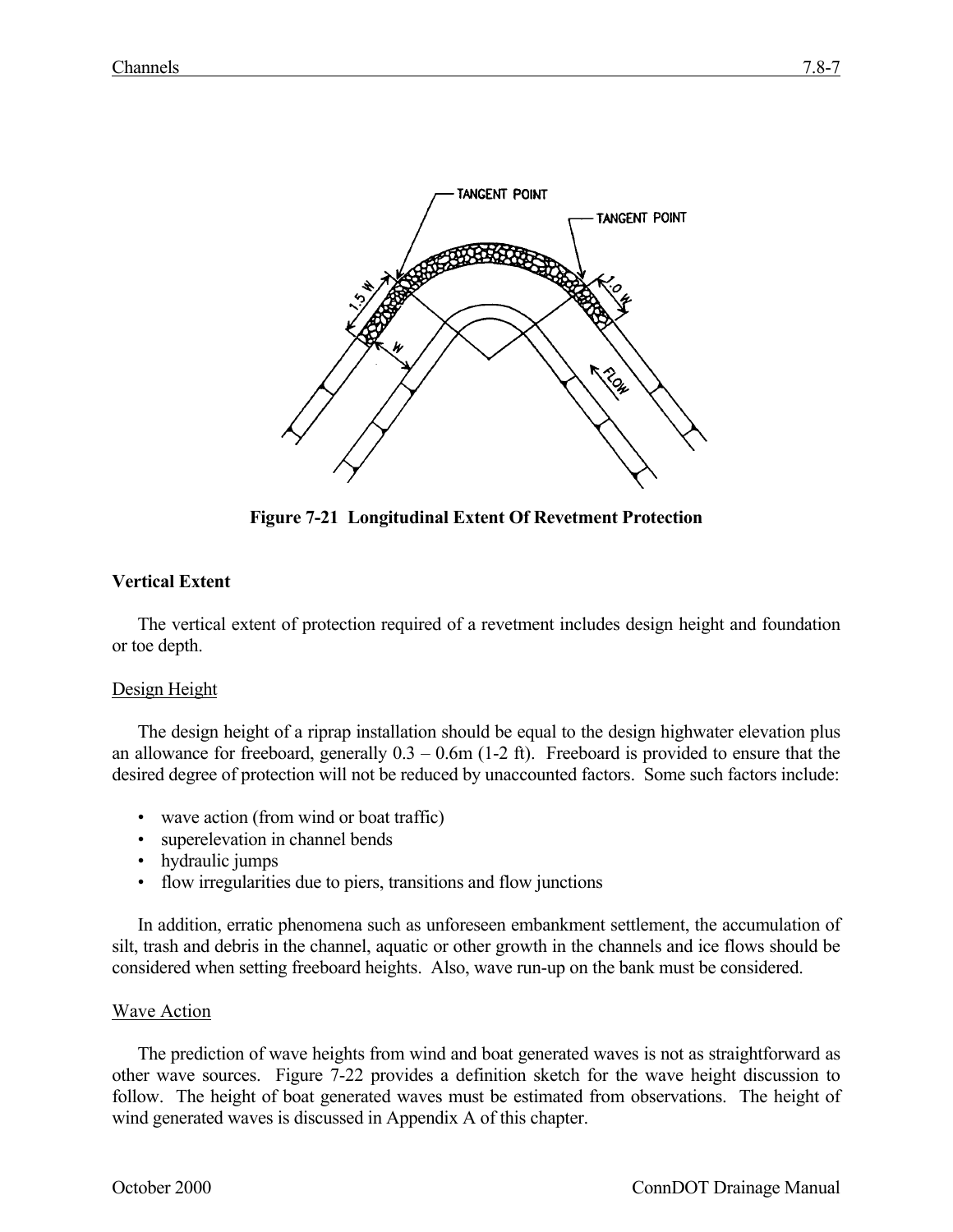**Figure 7-21 Longitudinal Extent Of Revetment Protection**

**Vertical Extent**

The vertical extent of protection required of a revetment includes design height and foundation or toe depth.

Design Height

The design height of a riprap installation should be equal to the design highwater elevation plus an allowance for freeboard, generally 0.3 – 0.6m (1-2 ft). Freeboard is provided to ensure that the desired degree of protection will not be reduced by unaccounted factors. Some such factors include:

- wave action (from wind or boat traffic)
- superelevation in channel bends
- hydraulic jumps
- flow irregularities due to piers, transitions and flow junctions

In addition, erratic phenomena such as unforeseen embankment settlement, the accumulation of silt, trash and debris in the channel, aquatic or other growth in the channels and ice flows should be considered when setting freeboard heights. Also, wave run-up on the bank must be considered.

Wave Action

The prediction of wave heights from wind and boat generated waves is not as straightforward as other wave sources. Figure 7-22 provides a definition sketch for the wave height discussion to follow. The height of boat generated waves must be estimated from observations. The height of wind generated waves is discussed in Appendix A of this chapter.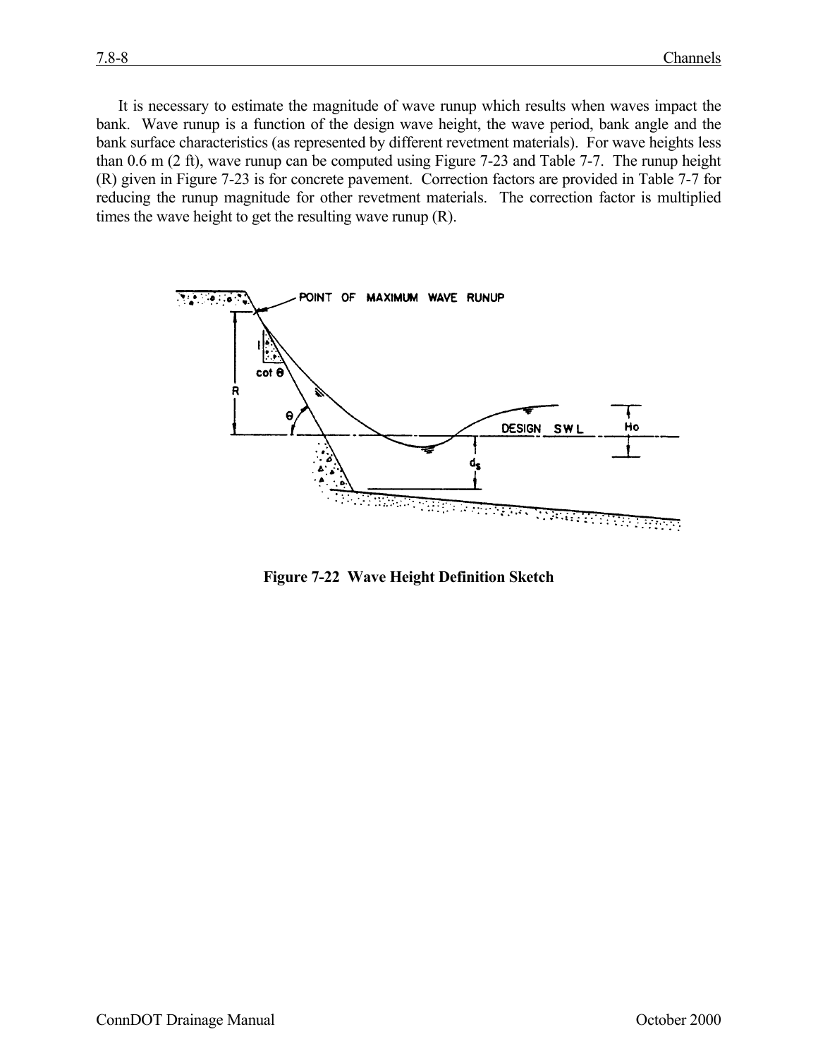It is necessary to estimate the magnitude of wave runup which results when waves impact the bank. Wave runup is a function of the design wave height, the wave period, bank angle and the bank surface characteristics (as represented by different revetment materials). For wave heights less than 0.6 m (2 ft), wave runup can be computed using Figure 7-23 and Table 7-7. The runup height (R) given in Figure 7-23 is for concrete pavement. Correction factors are provided in Table 7-7 for reducing the runup magnitude for other revetment materials. The correction factor is multiplied times the wave height to get the resulting wave runup (R).

**Figure 7-22 Wave Height Definition Sketch**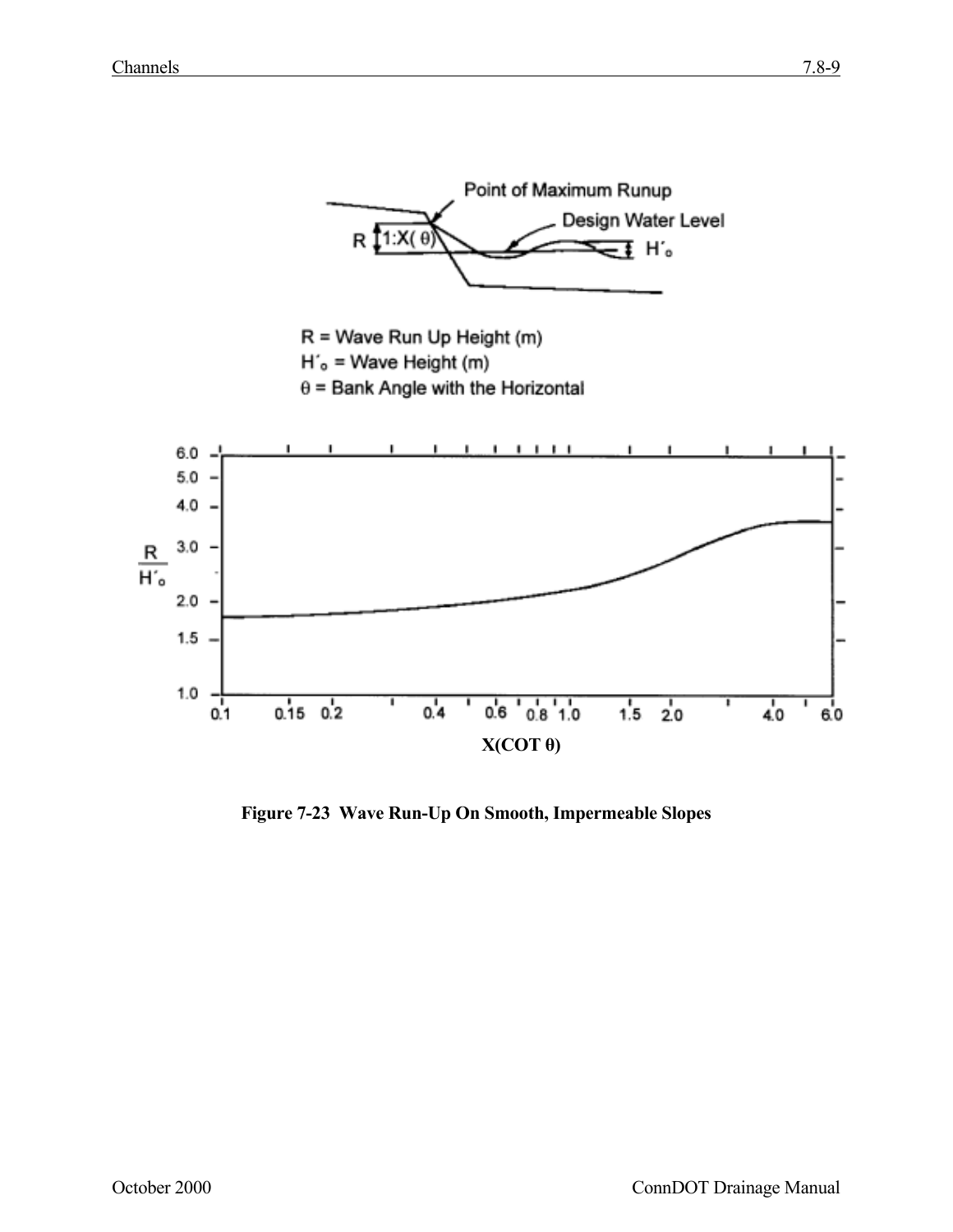R = Wave Run Up Height (m)

$H'_o$ = Wave Height (m)

$\theta$ = Bank Angle with the Horizontal

**Figure 7-23 Wave Run-Up On Smooth, Impermeable Slopes**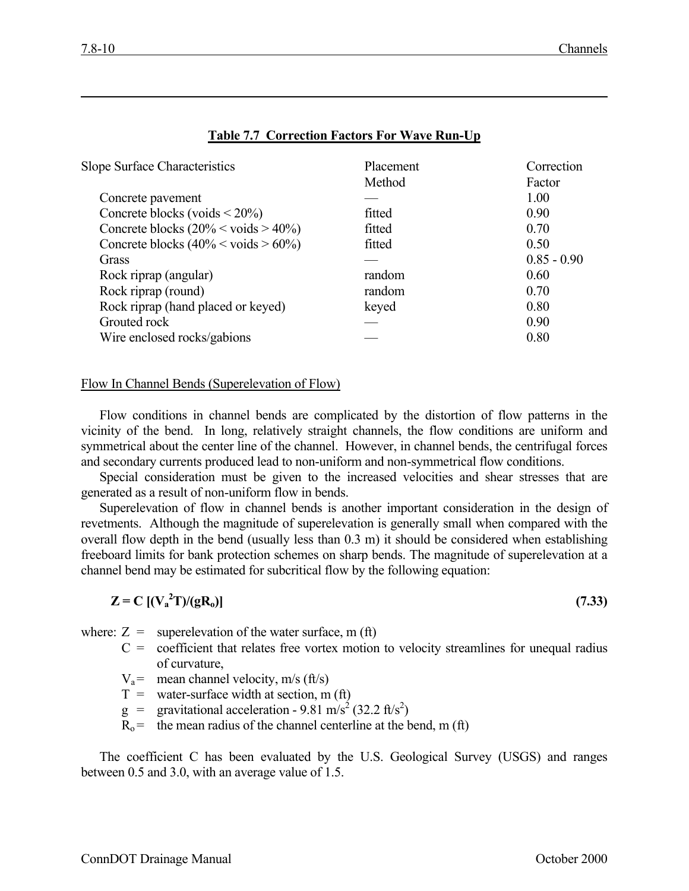**Table 7.7 Correction Factors For Wave Run-Up**

| Slope Surface Characteristics | Placement Method | Correction Factor |
|---|---|---|
| Concrete pavement | — | 1.00 |
| Concrete blocks (voids < 20%) | fitted | 0.90 |
| Concrete blocks (20% < voids > 40%) | fitted | 0.70 |
| Concrete blocks (40% < voids > 60%) | fitted | 0.50 |
| Grass | — | 0.85 - 0.90 |
| Rock riprap (angular) | random | 0.60 |
| Rock riprap (round) | random | 0.70 |
| Rock riprap (hand placed or keyed) | keyed | 0.80 |
| Grouted rock | — | 0.90 |
| Wire enclosed rocks/gabions | — | 0.80 |

Flow In Channel Bends (Superelevation of Flow)

Flow conditions in channel bends are complicated by the distortion of flow patterns in the vicinity of the bend. In long, relatively straight channels, the flow conditions are uniform and symmetrical about the center line of the channel. However, in channel bends, the centrifugal forces and secondary currents produced lead to non-uniform and non-symmetrical flow conditions.

Special consideration must be given to the increased velocities and shear stresses that are generated as a result of non-uniform flow in bends.

Superelevation of flow in channel bends is another important consideration in the design of revetments. Although the magnitude of superelevation is generally small when compared with the overall flow depth in the bend (usually less than 0.3 m) it should be considered when establishing freeboard limits for bank protection schemes on sharp bends. The magnitude of superelevation at a channel bend may be estimated for subcritical flow by the following equation:

$$Z = C\,[(V_a^2 T)/(g R_o)] \qquad \textbf{(7.33)}$$

where:
- $Z$ = superelevation of the water surface, m (ft)
- $C$ = coefficient that relates free vortex motion to velocity streamlines for unequal radius of curvature,
- $V_a$ = mean channel velocity, m/s (ft/s)
- $T$ = water-surface width at section, m (ft)
- $g$ = gravitational acceleration - 9.81 m/s$^2$ (32.2 ft/s$^2$)
- $R_o$ = the mean radius of the channel centerline at the bend, m (ft)

The coefficient C has been evaluated by the U.S. Geological Survey (USGS) and ranges between 0.5 and 3.0, with an average value of 1.5.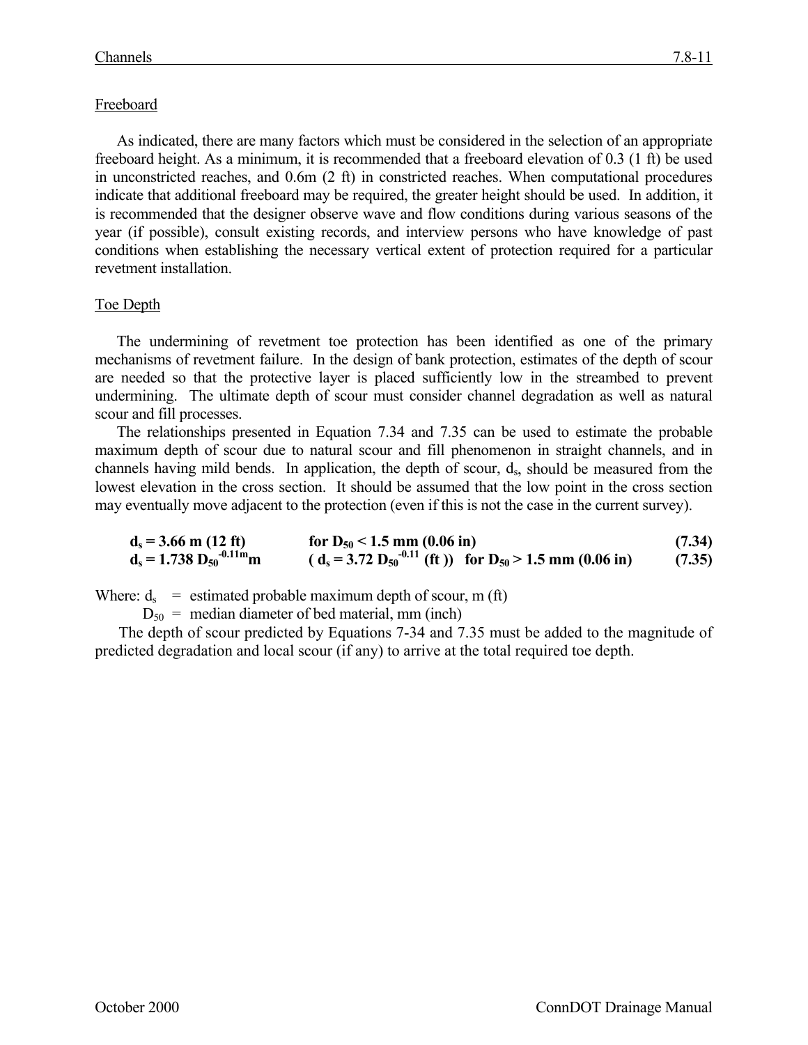### Freeboard

As indicated, there are many factors which must be considered in the selection of an appropriate freeboard height. As a minimum, it is recommended that a freeboard elevation of 0.3 (1 ft) be used in unconstricted reaches, and 0.6m (2 ft) in constricted reaches. When computational procedures indicate that additional freeboard may be required, the greater height should be used. In addition, it is recommended that the designer observe wave and flow conditions during various seasons of the year (if possible), consult existing records, and interview persons who have knowledge of past conditions when establishing the necessary vertical extent of protection required for a particular revetment installation.

### Toe Depth

The undermining of revetment toe protection has been identified as one of the primary mechanisms of revetment failure. In the design of bank protection, estimates of the depth of scour are needed so that the protective layer is placed sufficiently low in the streambed to prevent undermining. The ultimate depth of scour must consider channel degradation as well as natural scour and fill processes.

The relationships presented in Equation 7.34 and 7.35 can be used to estimate the probable maximum depth of scour due to natural scour and fill phenomenon in straight channels, and in channels having mild bends. In application, the depth of scour, $d_s$, should be measured from the lowest elevation in the cross section. It should be assumed that the low point in the cross section may eventually move adjacent to the protection (even if this is not the case in the current survey).

$$d_s = 3.66 \text{ m (12 ft)} \qquad \text{for } D_{50} < 1.5 \text{ mm (0.06 in)} \qquad (7.34)$$

$$d_s = 1.738\, D_{50}^{-0.11\text{m}} \text{m} \qquad (d_s = 3.72\, D_{50}^{-0.11} \text{ (ft)}) \quad \text{for } D_{50} > 1.5 \text{ mm (0.06 in)} \qquad (7.35)$$

Where: $d_s$ = estimated probable maximum depth of scour, m (ft)

$D_{50}$ = median diameter of bed material, mm (inch)

The depth of scour predicted by Equations 7-34 and 7.35 must be added to the magnitude of predicted degradation and local scour (if any) to arrive at the total required toe depth.